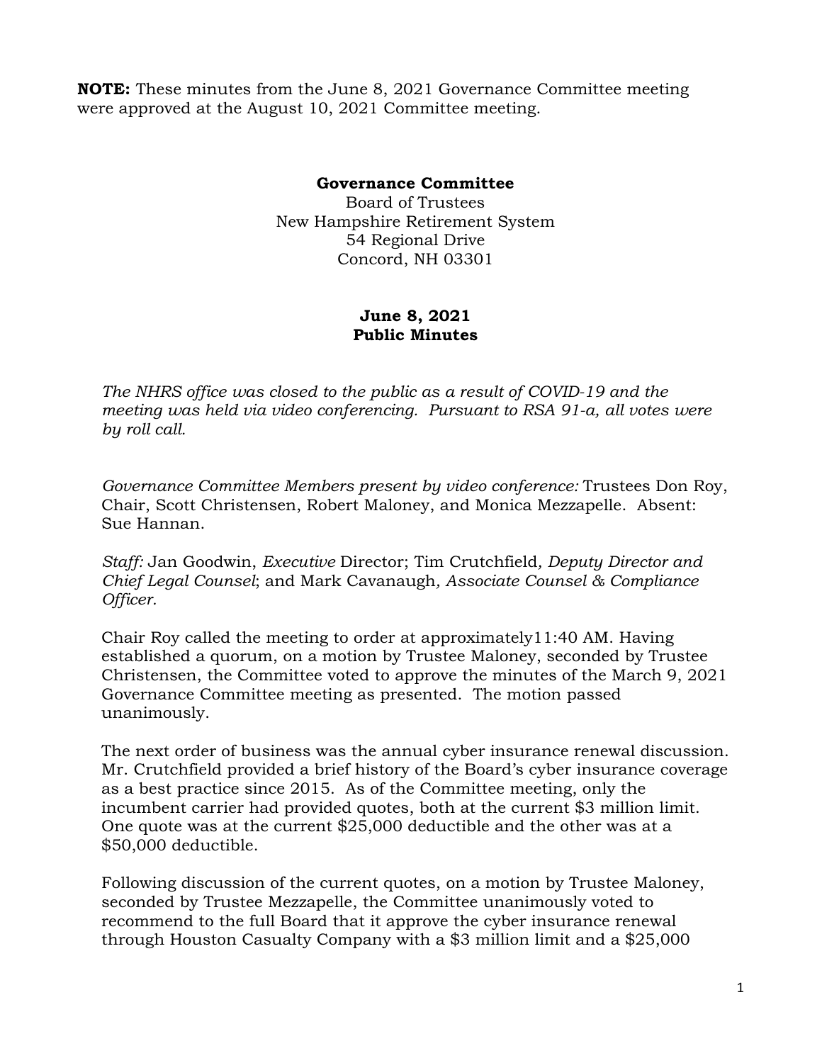**NOTE:** These minutes from the June 8, 2021 Governance Committee meeting were approved at the August 10, 2021 Committee meeting.

**Governance Committee**
Board of Trustees
New Hampshire Retirement System
54 Regional Drive
Concord, NH 03301

**June 8, 2021**
**Public Minutes**

*The NHRS office was closed to the public as a result of COVID-19 and the meeting was held via video conferencing. Pursuant to RSA 91-a, all votes were by roll call.*

*Governance Committee Members present by video conference:* Trustees Don Roy, Chair, Scott Christensen, Robert Maloney, and Monica Mezzapelle. Absent: Sue Hannan.

*Staff:* Jan Goodwin, *Executive* Director; Tim Crutchfield*, Deputy Director and Chief Legal Counsel*; and Mark Cavanaugh*, Associate Counsel & Compliance Officer.*

Chair Roy called the meeting to order at approximately11:40 AM. Having established a quorum, on a motion by Trustee Maloney, seconded by Trustee Christensen, the Committee voted to approve the minutes of the March 9, 2021 Governance Committee meeting as presented. The motion passed unanimously.

The next order of business was the annual cyber insurance renewal discussion. Mr. Crutchfield provided a brief history of the Board's cyber insurance coverage as a best practice since 2015. As of the Committee meeting, only the incumbent carrier had provided quotes, both at the current $3 million limit. One quote was at the current $25,000 deductible and the other was at a $50,000 deductible.

Following discussion of the current quotes, on a motion by Trustee Maloney, seconded by Trustee Mezzapelle, the Committee unanimously voted to recommend to the full Board that it approve the cyber insurance renewal through Houston Casualty Company with a $3 million limit and a $25,000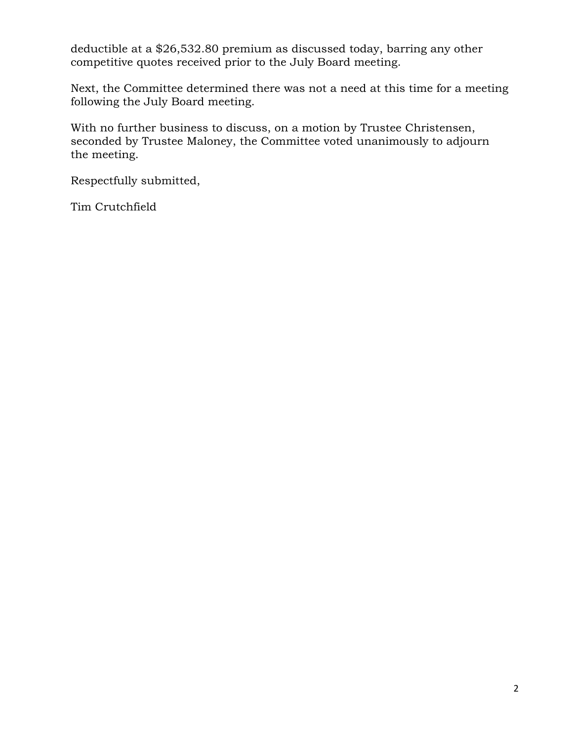deductible at a $26,532.80 premium as discussed today, barring any other competitive quotes received prior to the July Board meeting.

Next, the Committee determined there was not a need at this time for a meeting following the July Board meeting.

With no further business to discuss, on a motion by Trustee Christensen, seconded by Trustee Maloney, the Committee voted unanimously to adjourn the meeting.

Respectfully submitted,

Tim Crutchfield